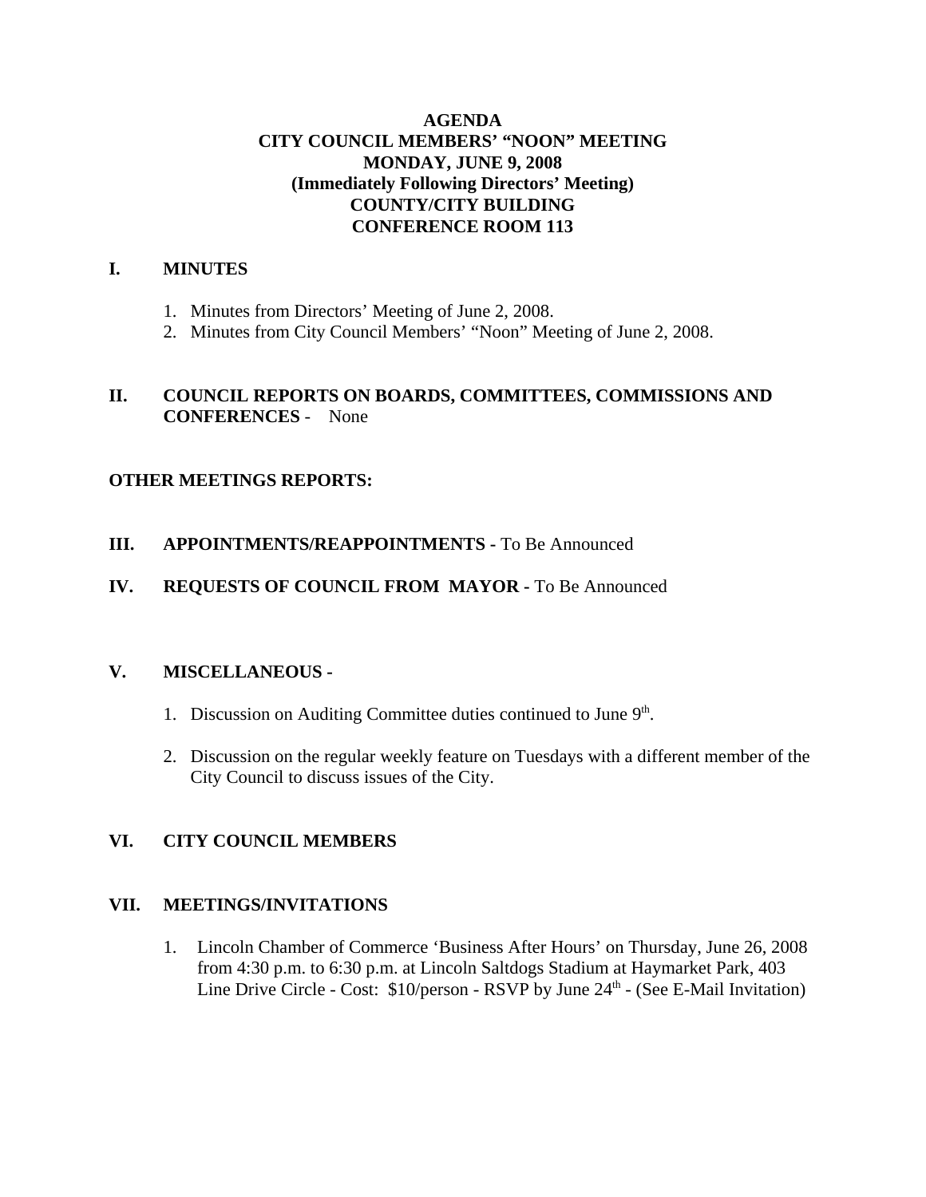**AGENDA**
**CITY COUNCIL MEMBERS' "NOON" MEETING**
**MONDAY, JUNE 9, 2008**
**(Immediately Following Directors' Meeting)**
**COUNTY/CITY BUILDING**
**CONFERENCE ROOM 113**

## I. MINUTES

1. Minutes from Directors' Meeting of June 2, 2008.
2. Minutes from City Council Members' "Noon" Meeting of June 2, 2008.

## II. COUNCIL REPORTS ON BOARDS, COMMITTEES, COMMISSIONS AND CONFERENCES - None

## OTHER MEETINGS REPORTS:

## III. APPOINTMENTS/REAPPOINTMENTS - To Be Announced

## IV. REQUESTS OF COUNCIL FROM MAYOR - To Be Announced

## V. MISCELLANEOUS -

1. Discussion on Auditing Committee duties continued to June 9th.

2. Discussion on the regular weekly feature on Tuesdays with a different member of the City Council to discuss issues of the City.

## VI. CITY COUNCIL MEMBERS

## VII. MEETINGS/INVITATIONS

1. Lincoln Chamber of Commerce 'Business After Hours' on Thursday, June 26, 2008 from 4:30 p.m. to 6:30 p.m. at Lincoln Saltdogs Stadium at Haymarket Park, 403 Line Drive Circle - Cost: $10/person - RSVP by June 24th - (See E-Mail Invitation)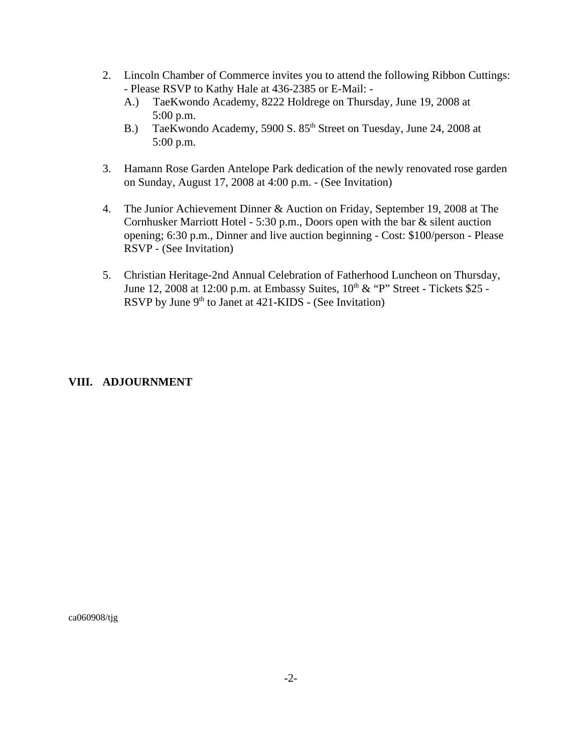2. Lincoln Chamber of Commerce invites you to attend the following Ribbon Cuttings: - Please RSVP to Kathy Hale at 436-2385 or E-Mail: -
   A.) TaeKwondo Academy, 8222 Holdrege on Thursday, June 19, 2008 at 5:00 p.m.
   B.) TaeKwondo Academy, 5900 S. 85th Street on Tuesday, June 24, 2008 at 5:00 p.m.

3. Hamann Rose Garden Antelope Park dedication of the newly renovated rose garden on Sunday, August 17, 2008 at 4:00 p.m. - (See Invitation)

4. The Junior Achievement Dinner & Auction on Friday, September 19, 2008 at The Cornhusker Marriott Hotel - 5:30 p.m., Doors open with the bar & silent auction opening; 6:30 p.m., Dinner and live auction beginning - Cost: $100/person - Please RSVP - (See Invitation)

5. Christian Heritage-2nd Annual Celebration of Fatherhood Luncheon on Thursday, June 12, 2008 at 12:00 p.m. at Embassy Suites, 10th & "P" Street - Tickets $25 - RSVP by June 9th to Janet at 421-KIDS - (See Invitation)

**VIII. ADJOURNMENT**

ca060908/tjg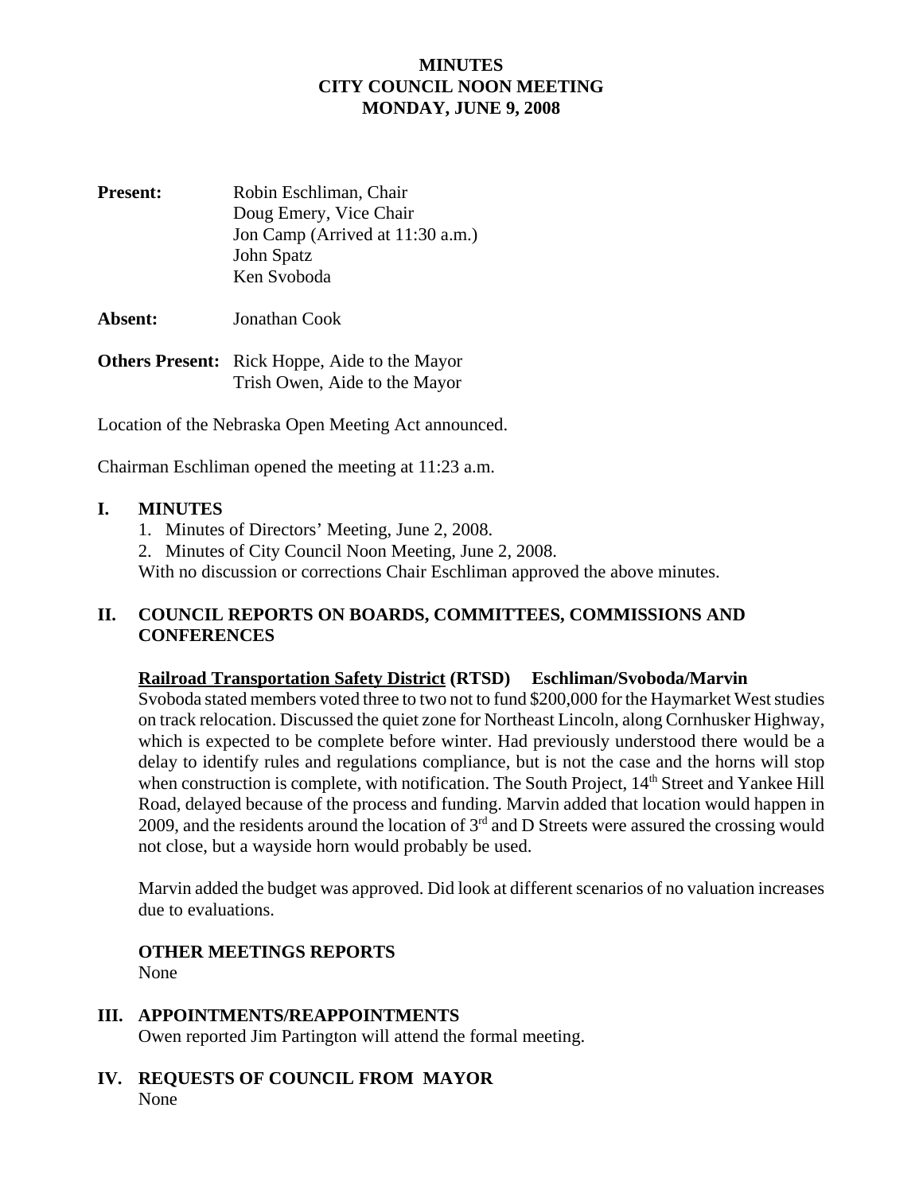# MINUTES
# CITY COUNCIL NOON MEETING
# MONDAY, JUNE 9, 2008

**Present:** Robin Eschliman, Chair
Doug Emery, Vice Chair
Jon Camp (Arrived at 11:30 a.m.)
John Spatz
Ken Svoboda

**Absent:** Jonathan Cook

**Others Present:** Rick Hoppe, Aide to the Mayor
Trish Owen, Aide to the Mayor

Location of the Nebraska Open Meeting Act announced.

Chairman Eschliman opened the meeting at 11:23 a.m.

## I. MINUTES

1. Minutes of Directors' Meeting, June 2, 2008.
2. Minutes of City Council Noon Meeting, June 2, 2008.

With no discussion or corrections Chair Eschliman approved the above minutes.

## II. COUNCIL REPORTS ON BOARDS, COMMITTEES, COMMISSIONS AND CONFERENCES

**<u>Railroad Transportation Safety District</u> (RTSD) Eschliman/Svoboda/Marvin**

Svoboda stated members voted three to two not to fund $200,000 for the Haymarket West studies on track relocation. Discussed the quiet zone for Northeast Lincoln, along Cornhusker Highway, which is expected to be complete before winter. Had previously understood there would be a delay to identify rules and regulations compliance, but is not the case and the horns will stop when construction is complete, with notification. The South Project, 14th Street and Yankee Hill Road, delayed because of the process and funding. Marvin added that location would happen in 2009, and the residents around the location of 3rd and D Streets were assured the crossing would not close, but a wayside horn would probably be used.

Marvin added the budget was approved. Did look at different scenarios of no valuation increases due to evaluations.

**OTHER MEETINGS REPORTS**

None

## III. APPOINTMENTS/REAPPOINTMENTS

Owen reported Jim Partington will attend the formal meeting.

## IV. REQUESTS OF COUNCIL FROM MAYOR

None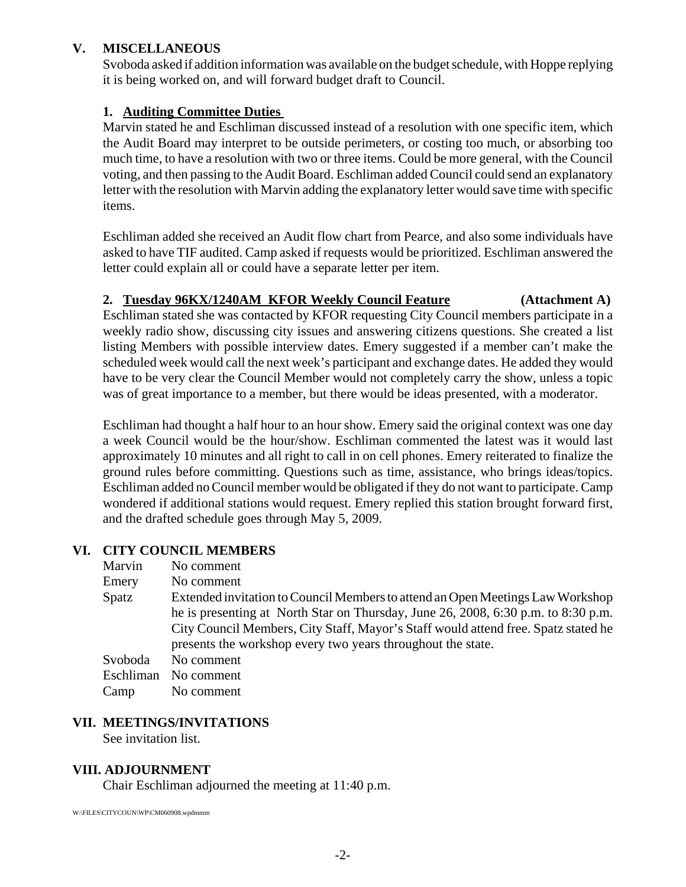## V. MISCELLANEOUS

Svoboda asked if addition information was available on the budget schedule, with Hoppe replying it is being worked on, and will forward budget draft to Council.

### 1. Auditing Committee Duties

Marvin stated he and Eschliman discussed instead of a resolution with one specific item, which the Audit Board may interpret to be outside perimeters, or costing too much, or absorbing too much time, to have a resolution with two or three items. Could be more general, with the Council voting, and then passing to the Audit Board. Eschliman added Council could send an explanatory letter with the resolution with Marvin adding the explanatory letter would save time with specific items.

Eschliman added she received an Audit flow chart from Pearce, and also some individuals have asked to have TIF audited. Camp asked if requests would be prioritized. Eschliman answered the letter could explain all or could have a separate letter per item.

### 2. Tuesday 96KX/1240AM KFOR Weekly Council Feature (Attachment A)

Eschliman stated she was contacted by KFOR requesting City Council members participate in a weekly radio show, discussing city issues and answering citizens questions. She created a list listing Members with possible interview dates. Emery suggested if a member can't make the scheduled week would call the next week's participant and exchange dates. He added they would have to be very clear the Council Member would not completely carry the show, unless a topic was of great importance to a member, but there would be ideas presented, with a moderator.

Eschliman had thought a half hour to an hour show. Emery said the original context was one day a week Council would be the hour/show. Eschliman commented the latest was it would last approximately 10 minutes and all right to call in on cell phones. Emery reiterated to finalize the ground rules before committing. Questions such as time, assistance, who brings ideas/topics. Eschliman added no Council member would be obligated if they do not want to participate. Camp wondered if additional stations would request. Emery replied this station brought forward first, and the drafted schedule goes through May 5, 2009.

## VI. CITY COUNCIL MEMBERS

| | |
|---|---|
| Marvin | No comment |
| Emery | No comment |
| Spatz | Extended invitation to Council Members to attend an Open Meetings Law Workshop he is presenting at North Star on Thursday, June 26, 2008, 6:30 p.m. to 8:30 p.m. City Council Members, City Staff, Mayor's Staff would attend free. Spatz stated he presents the workshop every two years throughout the state. |
| Svoboda | No comment |
| Eschliman | No comment |
| Camp | No comment |

## VII. MEETINGS/INVITATIONS

See invitation list.

## VIII. ADJOURNMENT

Chair Eschliman adjourned the meeting at 11:40 p.m.

W:\FILES\CITYCOUN\WP\CM060908.wpdmmm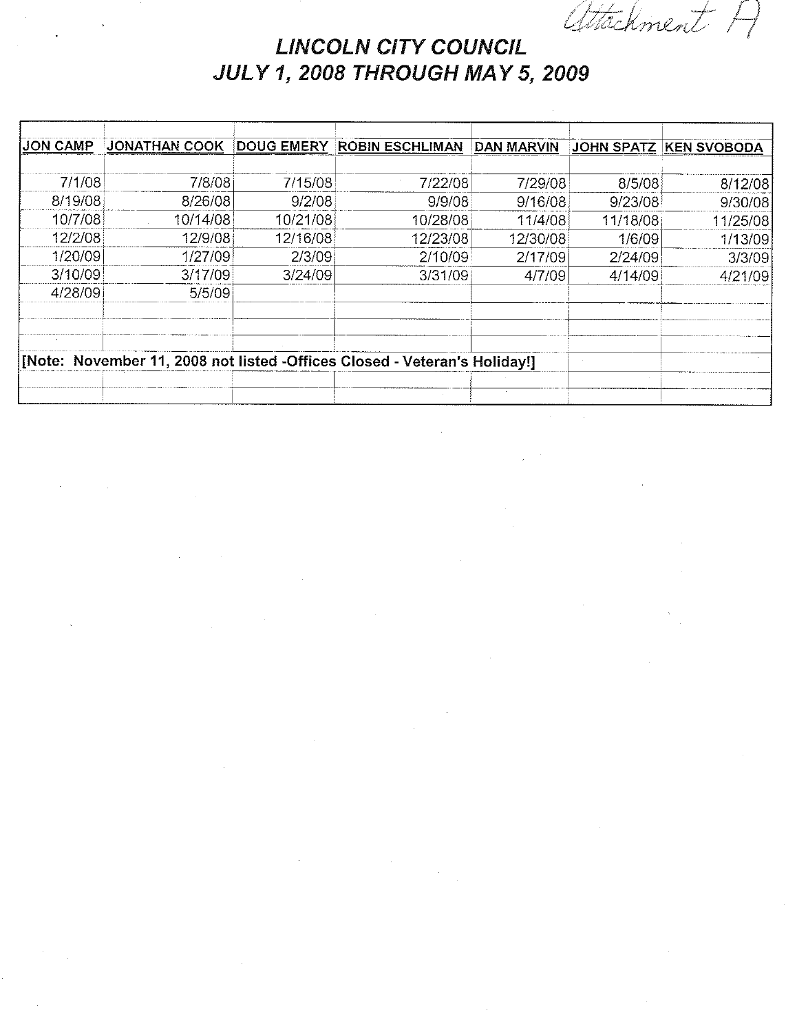Attachment A

# LINCOLN CITY COUNCIL
## JULY 1, 2008 THROUGH MAY 5, 2009

| JON CAMP | JONATHAN COOK | DOUG EMERY | ROBIN ESCHLIMAN | DAN MARVIN | JOHN SPATZ | KEN SVOBODA |
|---|---|---|---|---|---|---|
| 7/1/08 | 7/8/08 | 7/15/08 | 7/22/08 | 7/29/08 | 8/5/08 | 8/12/08 |
| 8/19/08 | 8/26/08 | 9/2/08 | 9/9/08 | 9/16/08 | 9/23/08 | 9/30/08 |
| 10/7/08 | 10/14/08 | 10/21/08 | 10/28/08 | 11/4/08 | 11/18/08 | 11/25/08 |
| 12/2/08 | 12/9/08 | 12/16/08 | 12/23/08 | 12/30/08 | 1/6/09 | 1/13/09 |
| 1/20/09 | 1/27/09 | 2/3/09 | 2/10/09 | 2/17/09 | 2/24/09 | 3/3/09 |
| 3/10/09 | 3/17/09 | 3/24/09 | 3/31/09 | 4/7/09 | 4/14/09 | 4/21/09 |
| 4/28/09 | 5/5/09 | | | | | |

[Note: November 11, 2008 not listed -Offices Closed - Veteran's Holiday!]